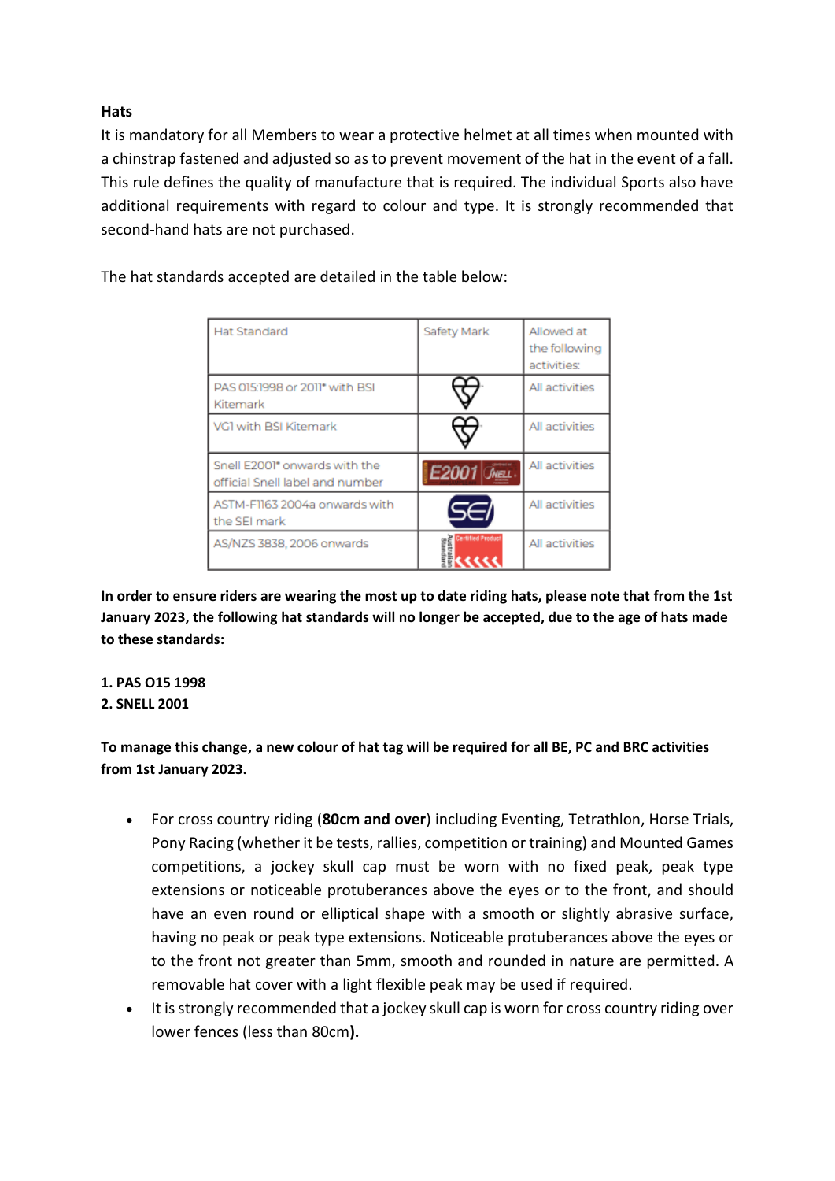**Hats**

It is mandatory for all Members to wear a protective helmet at all times when mounted with a chinstrap fastened and adjusted so as to prevent movement of the hat in the event of a fall. This rule defines the quality of manufacture that is required. The individual Sports also have additional requirements with regard to colour and type. It is strongly recommended that second-hand hats are not purchased.

The hat standards accepted are detailed in the table below:

| Hat Standard | Safety Mark | Allowed at the following activities: |
| --- | --- | --- |
| PAS 015:1998 or 2011* with BSI Kitemark | | All activities |
| VG1 with BSI Kitemark | | All activities |
| Snell E2001* onwards with the official Snell label and number | E2001 SNELL | All activities |
| ASTM-F1163 2004a onwards with the SEI mark | SEI | All activities |
| AS/NZS 3838, 2006 onwards | Certified Product | All activities |

**In order to ensure riders are wearing the most up to date riding hats, please note that from the 1st January 2023, the following hat standards will no longer be accepted, due to the age of hats made to these standards:**

**1. PAS O15 1998**
**2. SNELL 2001**

**To manage this change, a new colour of hat tag will be required for all BE, PC and BRC activities from 1st January 2023.**

- For cross country riding (**80cm and over**) including Eventing, Tetrathlon, Horse Trials, Pony Racing (whether it be tests, rallies, competition or training) and Mounted Games competitions, a jockey skull cap must be worn with no fixed peak, peak type extensions or noticeable protuberances above the eyes or to the front, and should have an even round or elliptical shape with a smooth or slightly abrasive surface, having no peak or peak type extensions. Noticeable protuberances above the eyes or to the front not greater than 5mm, smooth and rounded in nature are permitted. A removable hat cover with a light flexible peak may be used if required.
- It is strongly recommended that a jockey skull cap is worn for cross country riding over lower fences (less than 80cm**).**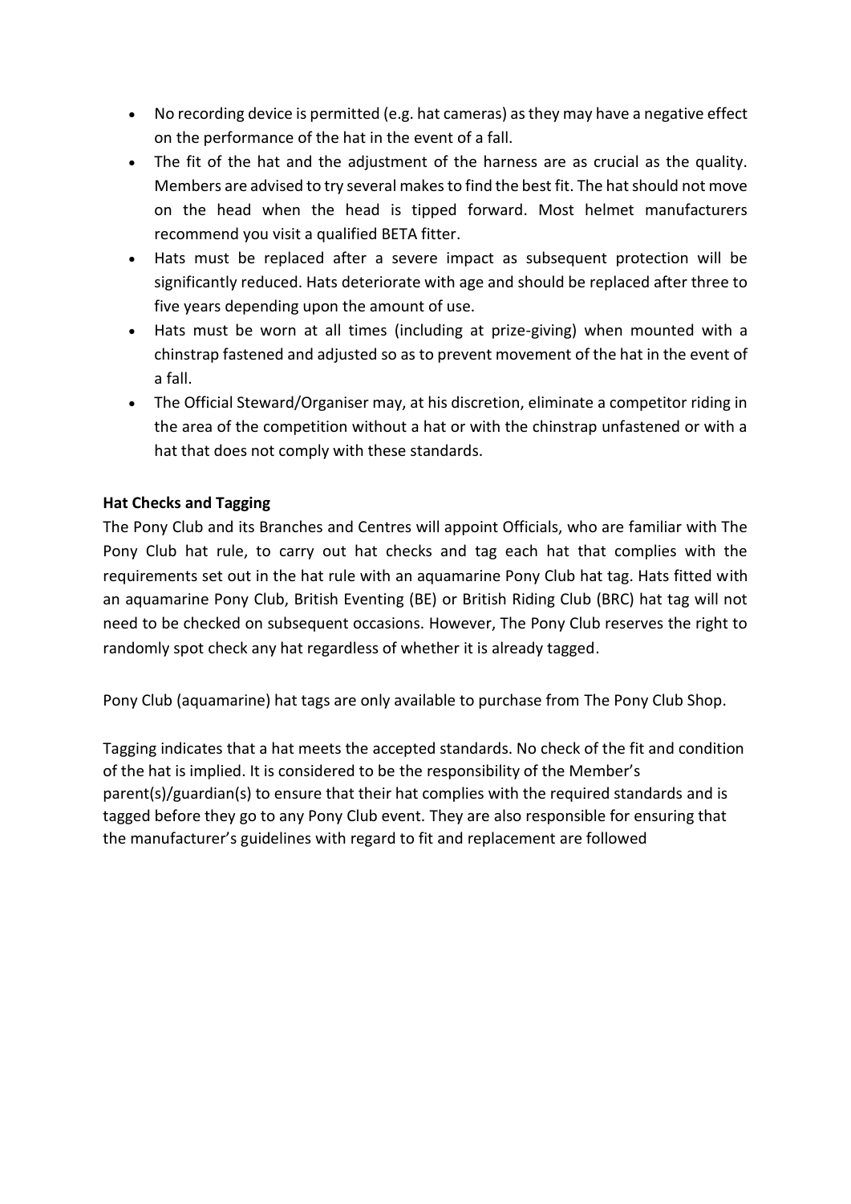- No recording device is permitted (e.g. hat cameras) as they may have a negative effect on the performance of the hat in the event of a fall.
- The fit of the hat and the adjustment of the harness are as crucial as the quality. Members are advised to try several makes to find the best fit. The hat should not move on the head when the head is tipped forward. Most helmet manufacturers recommend you visit a qualified BETA fitter.
- Hats must be replaced after a severe impact as subsequent protection will be significantly reduced. Hats deteriorate with age and should be replaced after three to five years depending upon the amount of use.
- Hats must be worn at all times (including at prize-giving) when mounted with a chinstrap fastened and adjusted so as to prevent movement of the hat in the event of a fall.
- The Official Steward/Organiser may, at his discretion, eliminate a competitor riding in the area of the competition without a hat or with the chinstrap unfastened or with a hat that does not comply with these standards.

**Hat Checks and Tagging**

The Pony Club and its Branches and Centres will appoint Officials, who are familiar with The Pony Club hat rule, to carry out hat checks and tag each hat that complies with the requirements set out in the hat rule with an aquamarine Pony Club hat tag. Hats fitted with an aquamarine Pony Club, British Eventing (BE) or British Riding Club (BRC) hat tag will not need to be checked on subsequent occasions. However, The Pony Club reserves the right to randomly spot check any hat regardless of whether it is already tagged.

Pony Club (aquamarine) hat tags are only available to purchase from The Pony Club Shop.

Tagging indicates that a hat meets the accepted standards. No check of the fit and condition of the hat is implied. It is considered to be the responsibility of the Member's parent(s)/guardian(s) to ensure that their hat complies with the required standards and is tagged before they go to any Pony Club event. They are also responsible for ensuring that the manufacturer's guidelines with regard to fit and replacement are followed